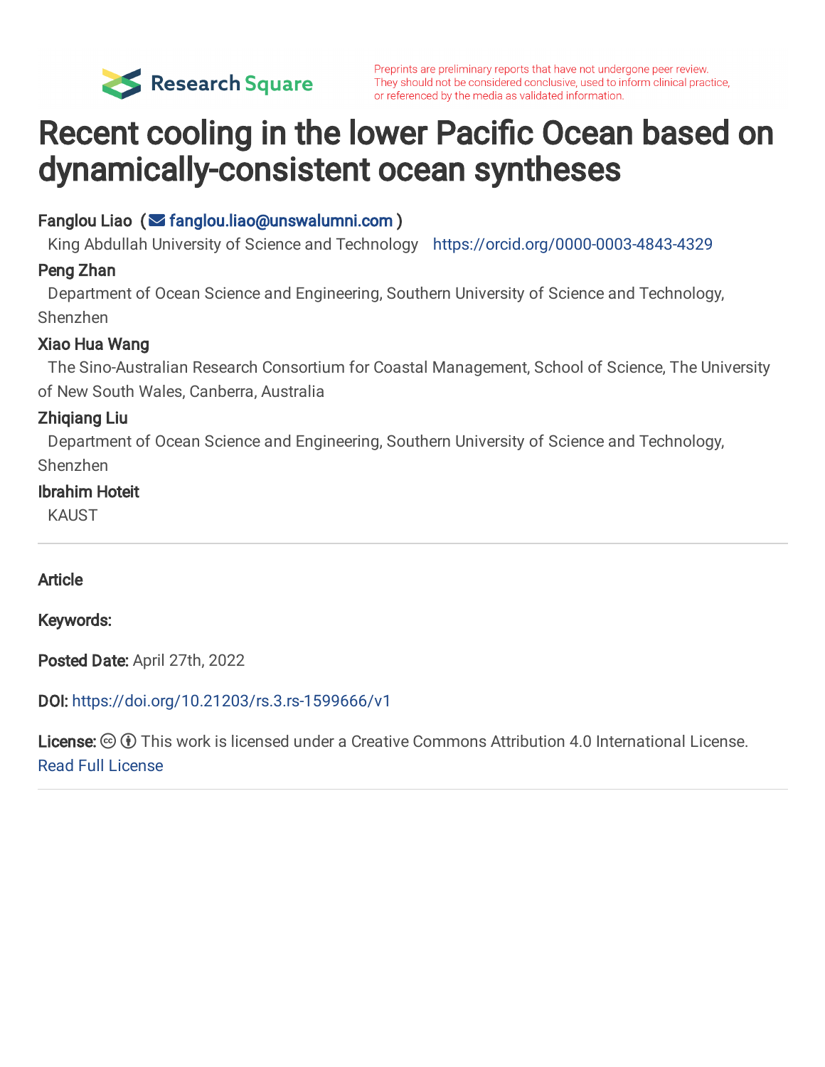Preprints are preliminary reports that have not undergone peer review. They should not be considered conclusive, used to inform clinical practice, or referenced by the media as validated information.

# Recent cooling in the lower Pacific Ocean based on dynamically-consistent ocean syntheses

**Fanglou Liao** ( fanglou.liao@unswalumni.com )
King Abdullah University of Science and Technology https://orcid.org/0000-0003-4843-4329

**Peng Zhan**
Department of Ocean Science and Engineering, Southern University of Science and Technology, Shenzhen

**Xiao Hua Wang**
The Sino-Australian Research Consortium for Coastal Management, School of Science, The University of New South Wales, Canberra, Australia

**Zhiqiang Liu**
Department of Ocean Science and Engineering, Southern University of Science and Technology, Shenzhen

**Ibrahim Hoteit**
KAUST

---

**Article**

**Keywords:**

**Posted Date:** April 27th, 2022

**DOI:** https://doi.org/10.21203/rs.3.rs-1599666/v1

**License:** This work is licensed under a Creative Commons Attribution 4.0 International License.
Read Full License

---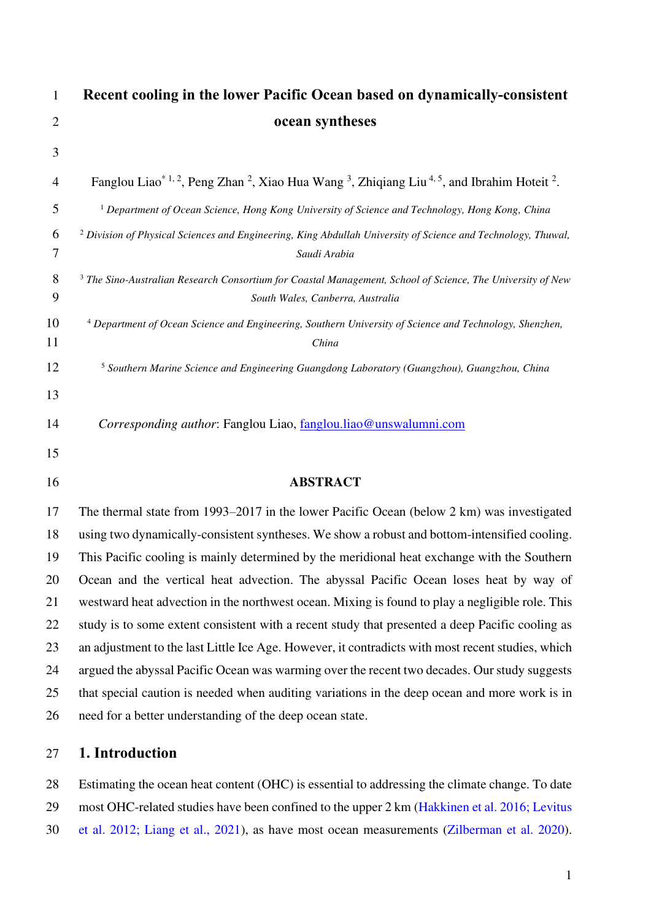# Recent cooling in the lower Pacific Ocean based on dynamically-consistent ocean syntheses

Fanglou Liao*[1,2], Peng Zhan[2], Xiao Hua Wang[3], Zhiqiang Liu[4,5], and Ibrahim Hoteit[2].

[1] *Department of Ocean Science, Hong Kong University of Science and Technology, Hong Kong, China*

[2] *Division of Physical Sciences and Engineering, King Abdullah University of Science and Technology, Thuwal, Saudi Arabia*

[3] *The Sino-Australian Research Consortium for Coastal Management, School of Science, The University of New South Wales, Canberra, Australia*

[4] *Department of Ocean Science and Engineering, Southern University of Science and Technology, Shenzhen, China*

[5] *Southern Marine Science and Engineering Guangdong Laboratory (Guangzhou), Guangzhou, China*

*Corresponding author*: Fanglou Liao, fanglou.liao@unswalumni.com

## ABSTRACT

The thermal state from 1993–2017 in the lower Pacific Ocean (below 2 km) was investigated using two dynamically-consistent syntheses. We show a robust and bottom-intensified cooling. This Pacific cooling is mainly determined by the meridional heat exchange with the Southern Ocean and the vertical heat advection. The abyssal Pacific Ocean loses heat by way of westward heat advection in the northwest ocean. Mixing is found to play a negligible role. This study is to some extent consistent with a recent study that presented a deep Pacific cooling as an adjustment to the last Little Ice Age. However, it contradicts with most recent studies, which argued the abyssal Pacific Ocean was warming over the recent two decades. Our study suggests that special caution is needed when auditing variations in the deep ocean and more work is in need for a better understanding of the deep ocean state.

## 1. Introduction

Estimating the ocean heat content (OHC) is essential to addressing the climate change. To date most OHC-related studies have been confined to the upper 2 km (Hakkinen et al. 2016; Levitus et al. 2012; Liang et al., 2021), as have most ocean measurements (Zilberman et al. 2020).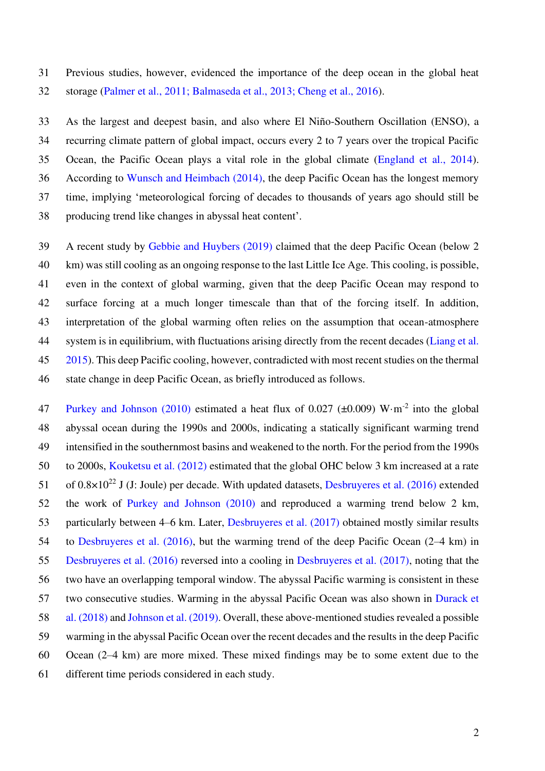Previous studies, however, evidenced the importance of the deep ocean in the global heat storage (Palmer et al., 2011; Balmaseda et al., 2013; Cheng et al., 2016).

As the largest and deepest basin, and also where El Niño-Southern Oscillation (ENSO), a recurring climate pattern of global impact, occurs every 2 to 7 years over the tropical Pacific Ocean, the Pacific Ocean plays a vital role in the global climate (England et al., 2014). According to Wunsch and Heimbach (2014), the deep Pacific Ocean has the longest memory time, implying 'meteorological forcing of decades to thousands of years ago should still be producing trend like changes in abyssal heat content'.

A recent study by Gebbie and Huybers (2019) claimed that the deep Pacific Ocean (below 2 km) was still cooling as an ongoing response to the last Little Ice Age. This cooling, is possible, even in the context of global warming, given that the deep Pacific Ocean may respond to surface forcing at a much longer timescale than that of the forcing itself. In addition, interpretation of the global warming often relies on the assumption that ocean-atmosphere system is in equilibrium, with fluctuations arising directly from the recent decades (Liang et al. 2015). This deep Pacific cooling, however, contradicted with most recent studies on the thermal state change in deep Pacific Ocean, as briefly introduced as follows.

Purkey and Johnson (2010) estimated a heat flux of 0.027 (±0.009) $W \cdot m^{-2}$ into the global abyssal ocean during the 1990s and 2000s, indicating a statically significant warming trend intensified in the southernmost basins and weakened to the north. For the period from the 1990s to 2000s, Kouketsu et al. (2012) estimated that the global OHC below 3 km increased at a rate of $0.8 \times 10^{22}$ J (J: Joule) per decade. With updated datasets, Desbruyeres et al. (2016) extended the work of Purkey and Johnson (2010) and reproduced a warming trend below 2 km, particularly between 4–6 km. Later, Desbruyeres et al. (2017) obtained mostly similar results to Desbruyeres et al. (2016), but the warming trend of the deep Pacific Ocean (2–4 km) in Desbruyeres et al. (2016) reversed into a cooling in Desbruyeres et al. (2017), noting that the two have an overlapping temporal window. The abyssal Pacific warming is consistent in these two consecutive studies. Warming in the abyssal Pacific Ocean was also shown in Durack et al. (2018) and Johnson et al. (2019). Overall, these above-mentioned studies revealed a possible warming in the abyssal Pacific Ocean over the recent decades and the results in the deep Pacific Ocean (2–4 km) are more mixed. These mixed findings may be to some extent due to the different time periods considered in each study.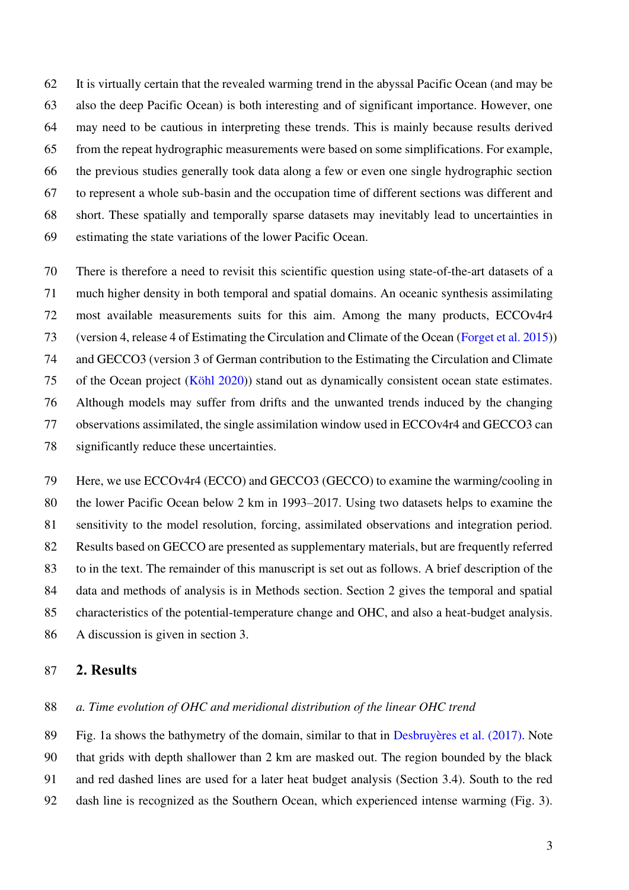It is virtually certain that the revealed warming trend in the abyssal Pacific Ocean (and may be also the deep Pacific Ocean) is both interesting and of significant importance. However, one may need to be cautious in interpreting these trends. This is mainly because results derived from the repeat hydrographic measurements were based on some simplifications. For example, the previous studies generally took data along a few or even one single hydrographic section to represent a whole sub-basin and the occupation time of different sections was different and short. These spatially and temporally sparse datasets may inevitably lead to uncertainties in estimating the state variations of the lower Pacific Ocean.

There is therefore a need to revisit this scientific question using state-of-the-art datasets of a much higher density in both temporal and spatial domains. An oceanic synthesis assimilating most available measurements suits for this aim. Among the many products, ECCOv4r4 (version 4, release 4 of Estimating the Circulation and Climate of the Ocean (Forget et al. 2015)) and GECCO3 (version 3 of German contribution to the Estimating the Circulation and Climate of the Ocean project (Köhl 2020)) stand out as dynamically consistent ocean state estimates. Although models may suffer from drifts and the unwanted trends induced by the changing observations assimilated, the single assimilation window used in ECCOv4r4 and GECCO3 can significantly reduce these uncertainties.

Here, we use ECCOv4r4 (ECCO) and GECCO3 (GECCO) to examine the warming/cooling in the lower Pacific Ocean below 2 km in 1993–2017. Using two datasets helps to examine the sensitivity to the model resolution, forcing, assimilated observations and integration period. Results based on GECCO are presented as supplementary materials, but are frequently referred to in the text. The remainder of this manuscript is set out as follows. A brief description of the data and methods of analysis is in Methods section. Section 2 gives the temporal and spatial characteristics of the potential-temperature change and OHC, and also a heat-budget analysis. A discussion is given in section 3.

## 2. Results

### *a. Time evolution of OHC and meridional distribution of the linear OHC trend*

Fig. 1a shows the bathymetry of the domain, similar to that in Desbruyères et al. (2017). Note that grids with depth shallower than 2 km are masked out. The region bounded by the black and red dashed lines are used for a later heat budget analysis (Section 3.4). South to the red dash line is recognized as the Southern Ocean, which experienced intense warming (Fig. 3).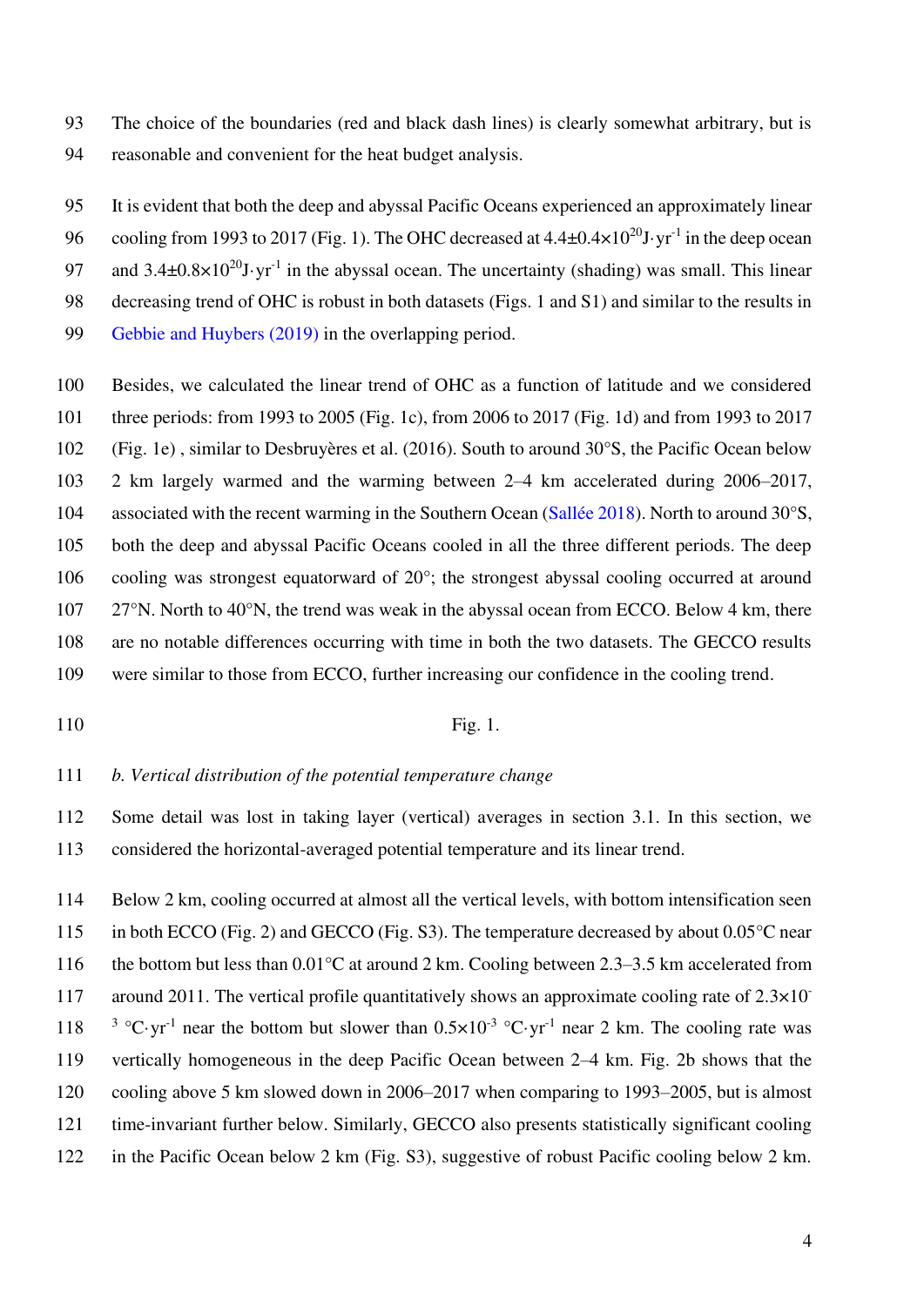The choice of the boundaries (red and black dash lines) is clearly somewhat arbitrary, but is reasonable and convenient for the heat budget analysis.

It is evident that both the deep and abyssal Pacific Oceans experienced an approximately linear cooling from 1993 to 2017 (Fig. 1). The OHC decreased at $4.4\pm0.4\times10^{20}$J·yr$^{-1}$ in the deep ocean and $3.4\pm0.8\times10^{20}$J·yr$^{-1}$ in the abyssal ocean. The uncertainty (shading) was small. This linear decreasing trend of OHC is robust in both datasets (Figs. 1 and S1) and similar to the results in Gebbie and Huybers (2019) in the overlapping period.

Besides, we calculated the linear trend of OHC as a function of latitude and we considered three periods: from 1993 to 2005 (Fig. 1c), from 2006 to 2017 (Fig. 1d) and from 1993 to 2017 (Fig. 1e) , similar to Desbruyères et al. (2016). South to around 30°S, the Pacific Ocean below 2 km largely warmed and the warming between 2–4 km accelerated during 2006–2017, associated with the recent warming in the Southern Ocean (Sallée 2018). North to around 30°S, both the deep and abyssal Pacific Oceans cooled in all the three different periods. The deep cooling was strongest equatorward of 20°; the strongest abyssal cooling occurred at around 27°N. North to 40°N, the trend was weak in the abyssal ocean from ECCO. Below 4 km, there are no notable differences occurring with time in both the two datasets. The GECCO results were similar to those from ECCO, further increasing our confidence in the cooling trend.

Fig. 1.

*b. Vertical distribution of the potential temperature change*

Some detail was lost in taking layer (vertical) averages in section 3.1. In this section, we considered the horizontal-averaged potential temperature and its linear trend.

Below 2 km, cooling occurred at almost all the vertical levels, with bottom intensification seen in both ECCO (Fig. 2) and GECCO (Fig. S3). The temperature decreased by about 0.05°C near the bottom but less than 0.01°C at around 2 km. Cooling between 2.3–3.5 km accelerated from around 2011. The vertical profile quantitatively shows an approximate cooling rate of $2.3\times10^{-3}$ °C·yr$^{-1}$ near the bottom but slower than $0.5\times10^{-3}$ °C·yr$^{-1}$ near 2 km. The cooling rate was vertically homogeneous in the deep Pacific Ocean between 2–4 km. Fig. 2b shows that the cooling above 5 km slowed down in 2006–2017 when comparing to 1993–2005, but is almost time-invariant further below. Similarly, GECCO also presents statistically significant cooling in the Pacific Ocean below 2 km (Fig. S3), suggestive of robust Pacific cooling below 2 km.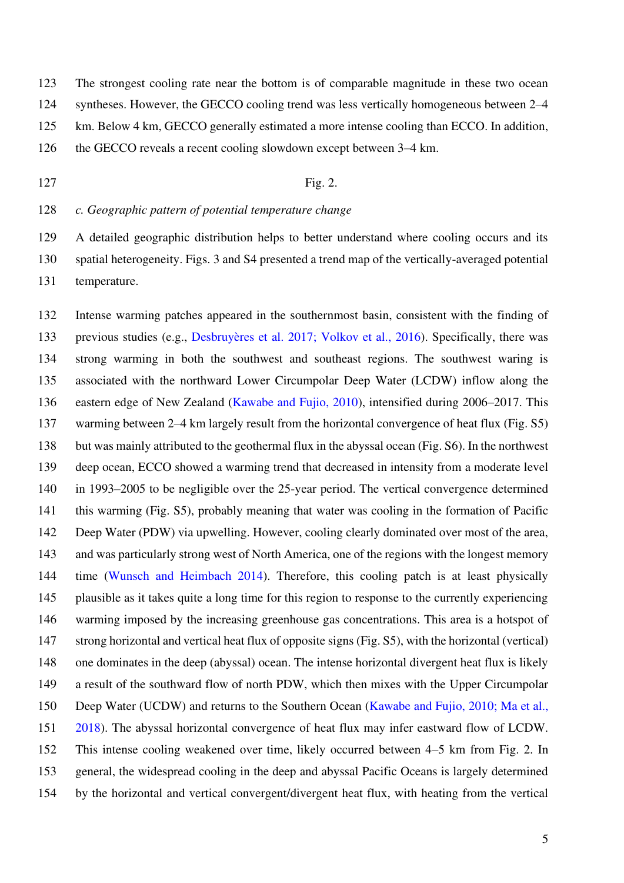The strongest cooling rate near the bottom is of comparable magnitude in these two ocean syntheses. However, the GECCO cooling trend was less vertically homogeneous between 2–4 km. Below 4 km, GECCO generally estimated a more intense cooling than ECCO. In addition, the GECCO reveals a recent cooling slowdown except between 3–4 km.

Fig. 2.

*c. Geographic pattern of potential temperature change*

A detailed geographic distribution helps to better understand where cooling occurs and its spatial heterogeneity. Figs. 3 and S4 presented a trend map of the vertically-averaged potential temperature.

Intense warming patches appeared in the southernmost basin, consistent with the finding of previous studies (e.g., Desbruyères et al. 2017; Volkov et al., 2016). Specifically, there was strong warming in both the southwest and southeast regions. The southwest waring is associated with the northward Lower Circumpolar Deep Water (LCDW) inflow along the eastern edge of New Zealand (Kawabe and Fujio, 2010), intensified during 2006–2017. This warming between 2–4 km largely result from the horizontal convergence of heat flux (Fig. S5) but was mainly attributed to the geothermal flux in the abyssal ocean (Fig. S6). In the northwest deep ocean, ECCO showed a warming trend that decreased in intensity from a moderate level in 1993–2005 to be negligible over the 25-year period. The vertical convergence determined this warming (Fig. S5), probably meaning that water was cooling in the formation of Pacific Deep Water (PDW) via upwelling. However, cooling clearly dominated over most of the area, and was particularly strong west of North America, one of the regions with the longest memory time (Wunsch and Heimbach 2014). Therefore, this cooling patch is at least physically plausible as it takes quite a long time for this region to response to the currently experiencing warming imposed by the increasing greenhouse gas concentrations. This area is a hotspot of strong horizontal and vertical heat flux of opposite signs (Fig. S5), with the horizontal (vertical) one dominates in the deep (abyssal) ocean. The intense horizontal divergent heat flux is likely a result of the southward flow of north PDW, which then mixes with the Upper Circumpolar Deep Water (UCDW) and returns to the Southern Ocean (Kawabe and Fujio, 2010; Ma et al., 2018). The abyssal horizontal convergence of heat flux may infer eastward flow of LCDW. This intense cooling weakened over time, likely occurred between 4–5 km from Fig. 2. In general, the widespread cooling in the deep and abyssal Pacific Oceans is largely determined by the horizontal and vertical convergent/divergent heat flux, with heating from the vertical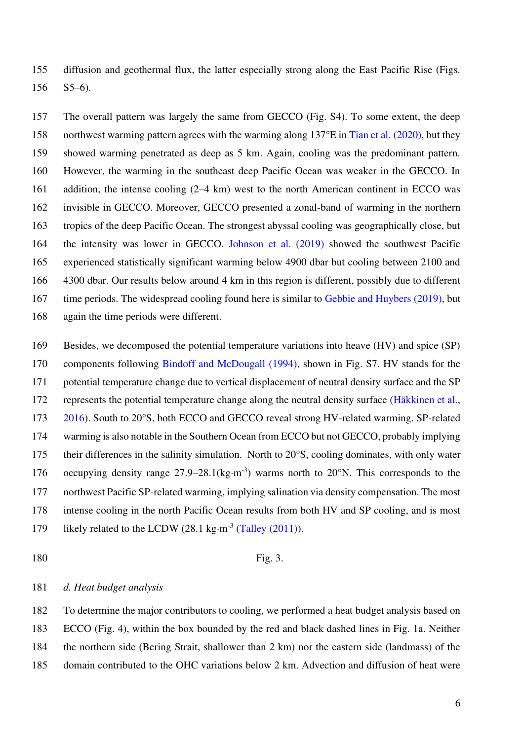diffusion and geothermal flux, the latter especially strong along the East Pacific Rise (Figs. S5–6).

The overall pattern was largely the same from GECCO (Fig. S4). To some extent, the deep northwest warming pattern agrees with the warming along 137°E in Tian et al. (2020), but they showed warming penetrated as deep as 5 km. Again, cooling was the predominant pattern. However, the warming in the southeast deep Pacific Ocean was weaker in the GECCO. In addition, the intense cooling (2–4 km) west to the north American continent in ECCO was invisible in GECCO. Moreover, GECCO presented a zonal-band of warming in the northern tropics of the deep Pacific Ocean. The strongest abyssal cooling was geographically close, but the intensity was lower in GECCO. Johnson et al. (2019) showed the southwest Pacific experienced statistically significant warming below 4900 dbar but cooling between 2100 and 4300 dbar. Our results below around 4 km in this region is different, possibly due to different time periods. The widespread cooling found here is similar to Gebbie and Huybers (2019), but again the time periods were different.

Besides, we decomposed the potential temperature variations into heave (HV) and spice (SP) components following Bindoff and McDougall (1994), shown in Fig. S7. HV stands for the potential temperature change due to vertical displacement of neutral density surface and the SP represents the potential temperature change along the neutral density surface (Häkkinen et al., 2016). South to 20°S, both ECCO and GECCO reveal strong HV-related warming. SP-related warming is also notable in the Southern Ocean from ECCO but not GECCO, probably implying their differences in the salinity simulation. North to 20°S, cooling dominates, with only water occupying density range 27.9–28.1($kg \cdot m^{-3}$) warms north to 20°N. This corresponds to the northwest Pacific SP-related warming, implying salination via density compensation. The most intense cooling in the north Pacific Ocean results from both HV and SP cooling, and is most likely related to the LCDW (28.1 $kg \cdot m^{-3}$ (Talley (2011)).

Fig. 3.

### *d. Heat budget analysis*

To determine the major contributors to cooling, we performed a heat budget analysis based on ECCO (Fig. 4), within the box bounded by the red and black dashed lines in Fig. 1a. Neither the northern side (Bering Strait, shallower than 2 km) nor the eastern side (landmass) of the domain contributed to the OHC variations below 2 km. Advection and diffusion of heat were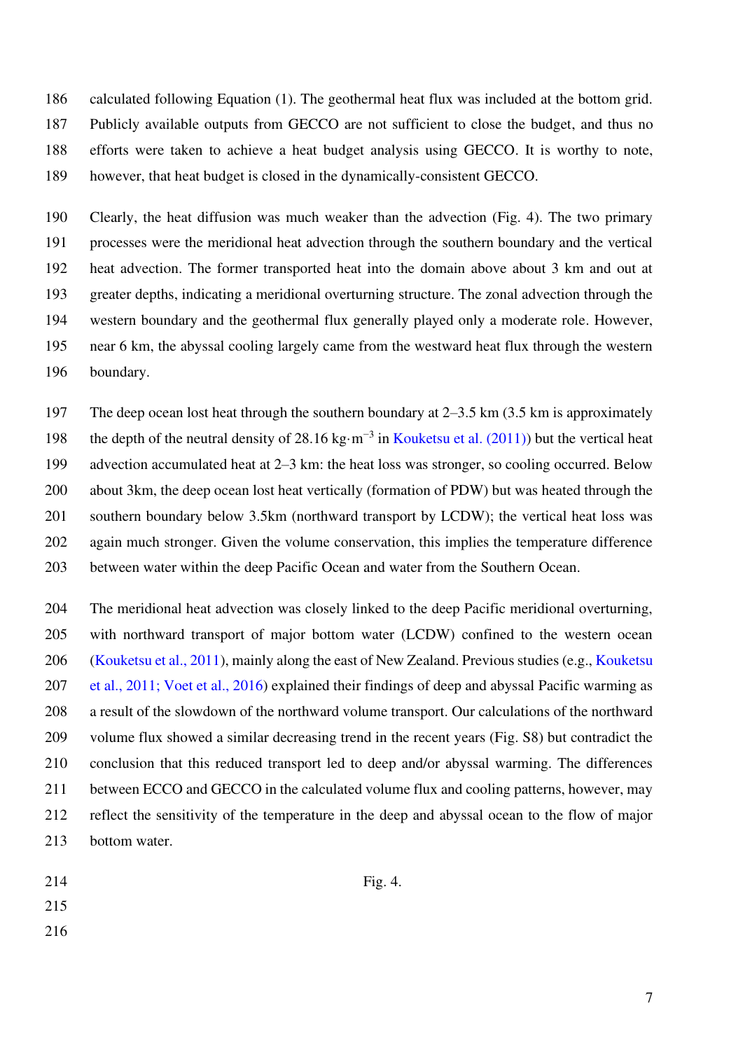calculated following Equation (1). The geothermal heat flux was included at the bottom grid. Publicly available outputs from GECCO are not sufficient to close the budget, and thus no efforts were taken to achieve a heat budget analysis using GECCO. It is worthy to note, however, that heat budget is closed in the dynamically-consistent GECCO.

Clearly, the heat diffusion was much weaker than the advection (Fig. 4). The two primary processes were the meridional heat advection through the southern boundary and the vertical heat advection. The former transported heat into the domain above about 3 km and out at greater depths, indicating a meridional overturning structure. The zonal advection through the western boundary and the geothermal flux generally played only a moderate role. However, near 6 km, the abyssal cooling largely came from the westward heat flux through the western boundary.

The deep ocean lost heat through the southern boundary at 2–3.5 km (3.5 km is approximately the depth of the neutral density of 28.16 kg·m$^{-3}$ in Kouketsu et al. (2011)) but the vertical heat advection accumulated heat at 2–3 km: the heat loss was stronger, so cooling occurred. Below about 3km, the deep ocean lost heat vertically (formation of PDW) but was heated through the southern boundary below 3.5km (northward transport by LCDW); the vertical heat loss was again much stronger. Given the volume conservation, this implies the temperature difference between water within the deep Pacific Ocean and water from the Southern Ocean.

The meridional heat advection was closely linked to the deep Pacific meridional overturning, with northward transport of major bottom water (LCDW) confined to the western ocean (Kouketsu et al., 2011), mainly along the east of New Zealand. Previous studies (e.g., Kouketsu et al., 2011; Voet et al., 2016) explained their findings of deep and abyssal Pacific warming as a result of the slowdown of the northward volume transport. Our calculations of the northward volume flux showed a similar decreasing trend in the recent years (Fig. S8) but contradict the conclusion that this reduced transport led to deep and/or abyssal warming. The differences between ECCO and GECCO in the calculated volume flux and cooling patterns, however, may reflect the sensitivity of the temperature in the deep and abyssal ocean to the flow of major bottom water.

Fig. 4.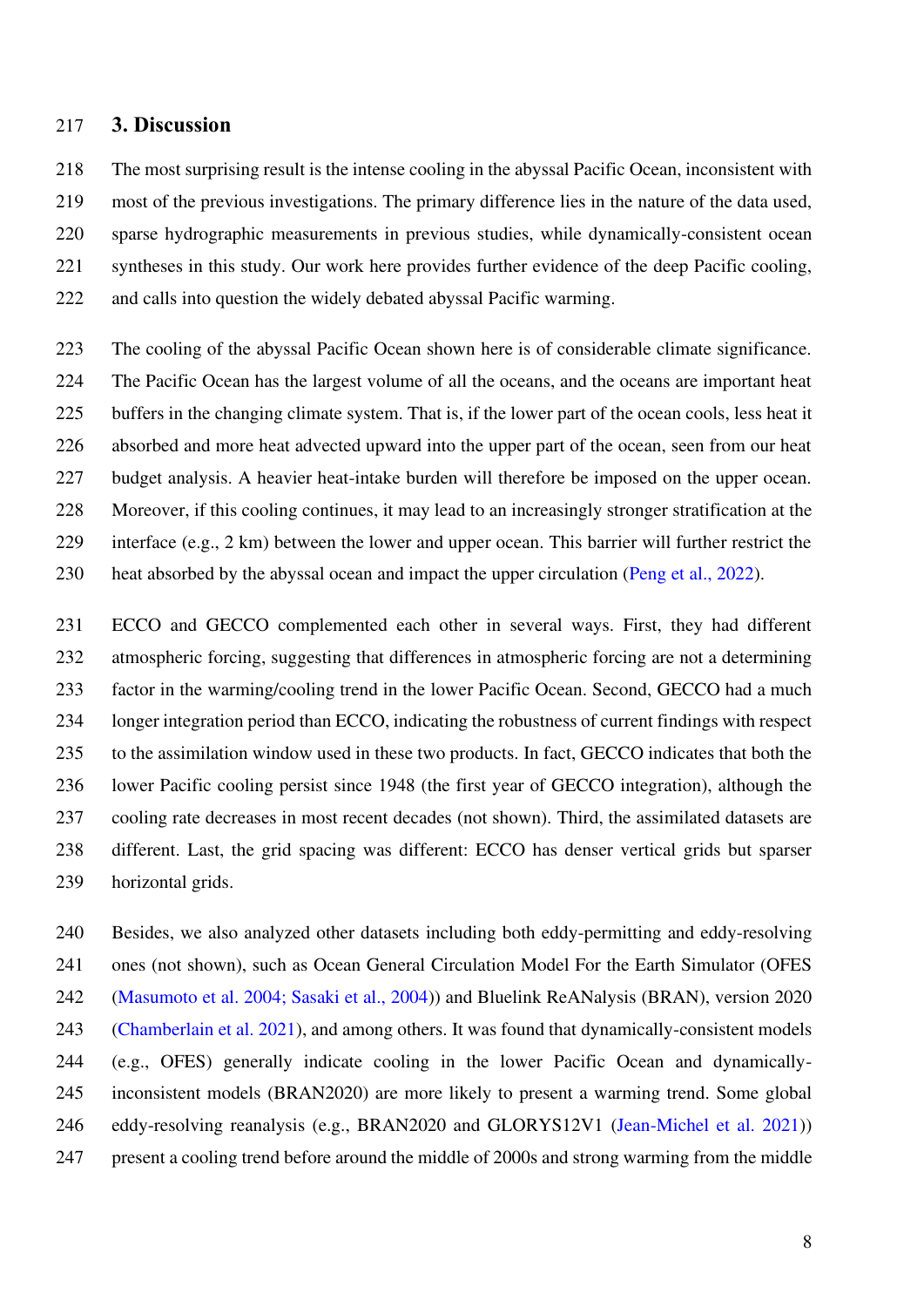## 3. Discussion

The most surprising result is the intense cooling in the abyssal Pacific Ocean, inconsistent with most of the previous investigations. The primary difference lies in the nature of the data used, sparse hydrographic measurements in previous studies, while dynamically-consistent ocean syntheses in this study. Our work here provides further evidence of the deep Pacific cooling, and calls into question the widely debated abyssal Pacific warming.

The cooling of the abyssal Pacific Ocean shown here is of considerable climate significance. The Pacific Ocean has the largest volume of all the oceans, and the oceans are important heat buffers in the changing climate system. That is, if the lower part of the ocean cools, less heat it absorbed and more heat advected upward into the upper part of the ocean, seen from our heat budget analysis. A heavier heat-intake burden will therefore be imposed on the upper ocean. Moreover, if this cooling continues, it may lead to an increasingly stronger stratification at the interface (e.g., 2 km) between the lower and upper ocean. This barrier will further restrict the heat absorbed by the abyssal ocean and impact the upper circulation (Peng et al., 2022).

ECCO and GECCO complemented each other in several ways. First, they had different atmospheric forcing, suggesting that differences in atmospheric forcing are not a determining factor in the warming/cooling trend in the lower Pacific Ocean. Second, GECCO had a much longer integration period than ECCO, indicating the robustness of current findings with respect to the assimilation window used in these two products. In fact, GECCO indicates that both the lower Pacific cooling persist since 1948 (the first year of GECCO integration), although the cooling rate decreases in most recent decades (not shown). Third, the assimilated datasets are different. Last, the grid spacing was different: ECCO has denser vertical grids but sparser horizontal grids.

Besides, we also analyzed other datasets including both eddy-permitting and eddy-resolving ones (not shown), such as Ocean General Circulation Model For the Earth Simulator (OFES (Masumoto et al. 2004; Sasaki et al., 2004)) and Bluelink ReAnalysis (BRAN), version 2020 (Chamberlain et al. 2021), and among others. It was found that dynamically-consistent models (e.g., OFES) generally indicate cooling in the lower Pacific Ocean and dynamically-inconsistent models (BRAN2020) are more likely to present a warming trend. Some global eddy-resolving reanalysis (e.g., BRAN2020 and GLORYS12V1 (Jean-Michel et al. 2021)) present a cooling trend before around the middle of 2000s and strong warming from the middle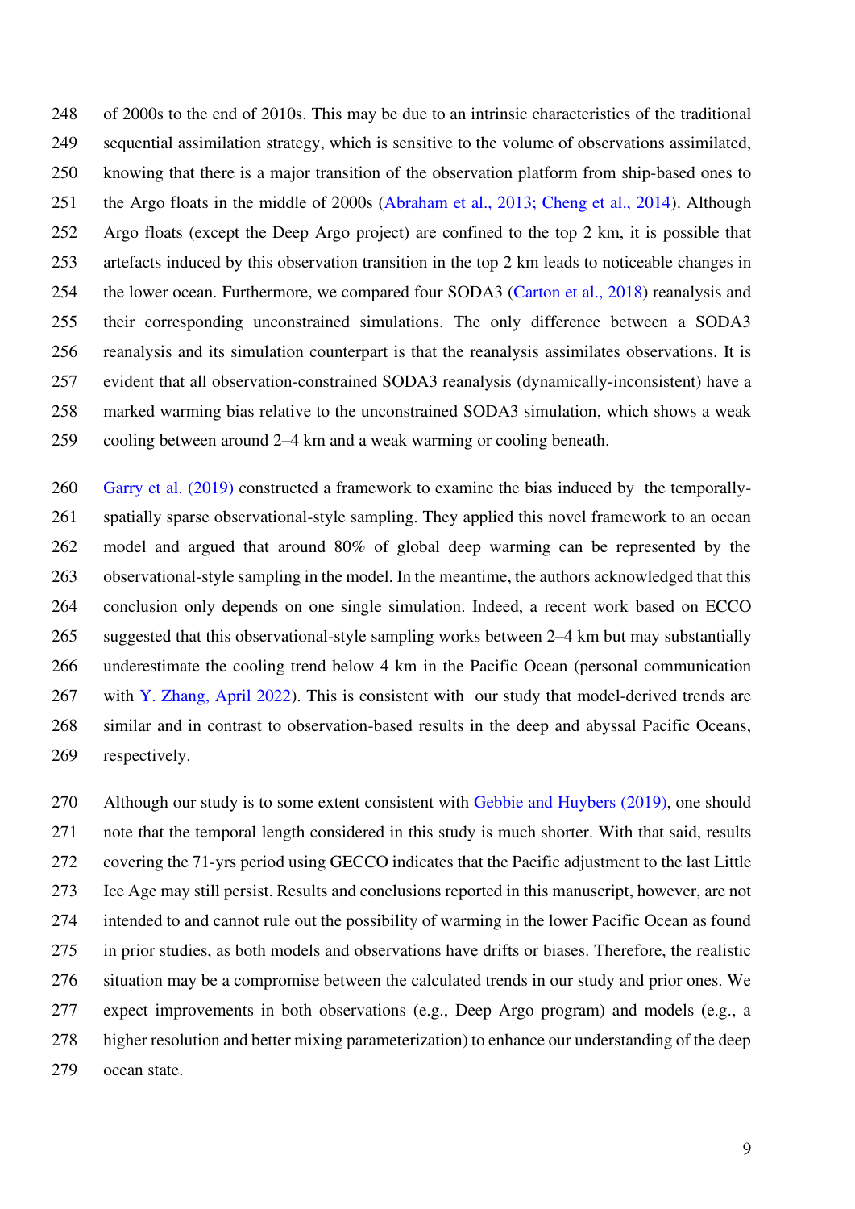of 2000s to the end of 2010s. This may be due to an intrinsic characteristics of the traditional sequential assimilation strategy, which is sensitive to the volume of observations assimilated, knowing that there is a major transition of the observation platform from ship-based ones to the Argo floats in the middle of 2000s (Abraham et al., 2013; Cheng et al., 2014). Although Argo floats (except the Deep Argo project) are confined to the top 2 km, it is possible that artefacts induced by this observation transition in the top 2 km leads to noticeable changes in the lower ocean. Furthermore, we compared four SODA3 (Carton et al., 2018) reanalysis and their corresponding unconstrained simulations. The only difference between a SODA3 reanalysis and its simulation counterpart is that the reanalysis assimilates observations. It is evident that all observation-constrained SODA3 reanalysis (dynamically-inconsistent) have a marked warming bias relative to the unconstrained SODA3 simulation, which shows a weak cooling between around 2–4 km and a weak warming or cooling beneath.

Garry et al. (2019) constructed a framework to examine the bias induced by the temporally-spatially sparse observational-style sampling. They applied this novel framework to an ocean model and argued that around 80% of global deep warming can be represented by the observational-style sampling in the model. In the meantime, the authors acknowledged that this conclusion only depends on one single simulation. Indeed, a recent work based on ECCO suggested that this observational-style sampling works between 2–4 km but may substantially underestimate the cooling trend below 4 km in the Pacific Ocean (personal communication with Y. Zhang, April 2022). This is consistent with our study that model-derived trends are similar and in contrast to observation-based results in the deep and abyssal Pacific Oceans, respectively.

Although our study is to some extent consistent with Gebbie and Huybers (2019), one should note that the temporal length considered in this study is much shorter. With that said, results covering the 71-yrs period using GECCO indicates that the Pacific adjustment to the last Little Ice Age may still persist. Results and conclusions reported in this manuscript, however, are not intended to and cannot rule out the possibility of warming in the lower Pacific Ocean as found in prior studies, as both models and observations have drifts or biases. Therefore, the realistic situation may be a compromise between the calculated trends in our study and prior ones. We expect improvements in both observations (e.g., Deep Argo program) and models (e.g., a higher resolution and better mixing parameterization) to enhance our understanding of the deep ocean state.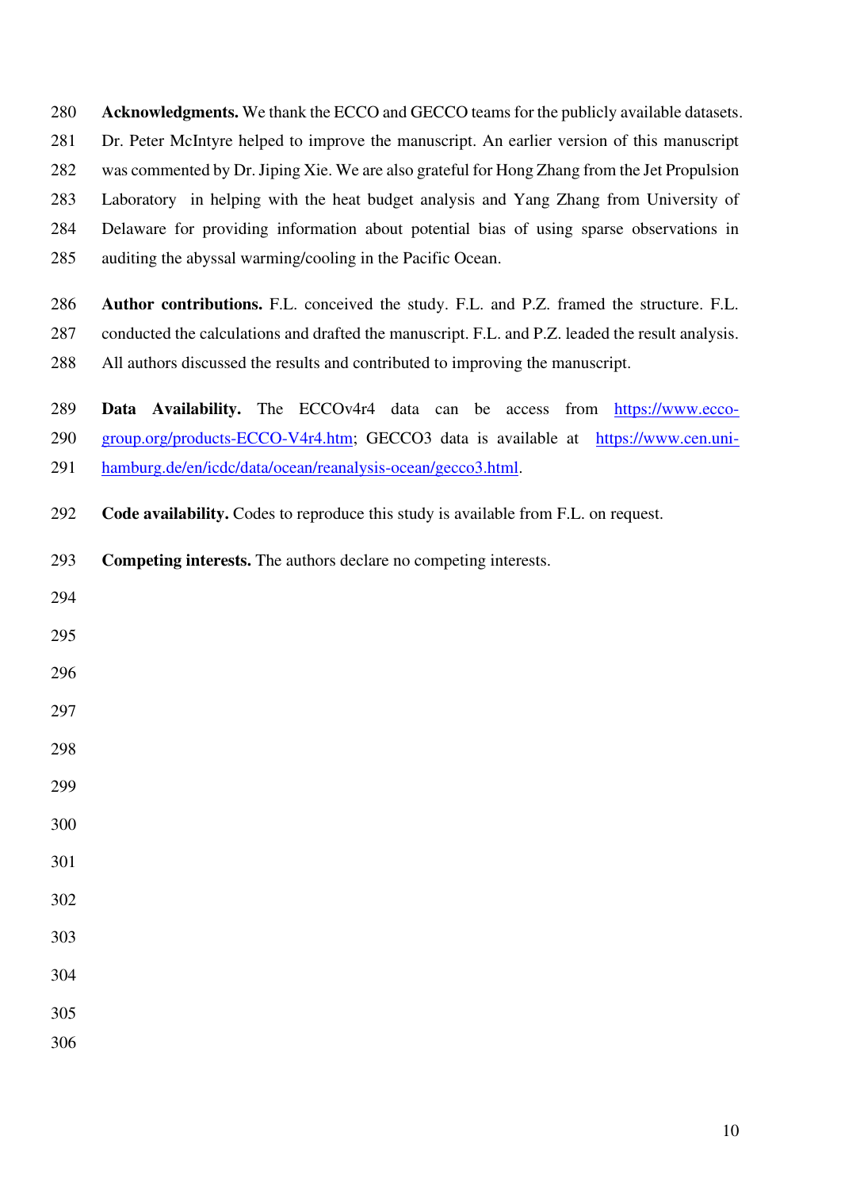**Acknowledgments.** We thank the ECCO and GECCO teams for the publicly available datasets. Dr. Peter McIntyre helped to improve the manuscript. An earlier version of this manuscript was commented by Dr. Jiping Xie. We are also grateful for Hong Zhang from the Jet Propulsion Laboratory in helping with the heat budget analysis and Yang Zhang from University of Delaware for providing information about potential bias of using sparse observations in auditing the abyssal warming/cooling in the Pacific Ocean.

**Author contributions.** F.L. conceived the study. F.L. and P.Z. framed the structure. F.L. conducted the calculations and drafted the manuscript. F.L. and P.Z. leaded the result analysis. All authors discussed the results and contributed to improving the manuscript.

**Data Availability.** The ECCOv4r4 data can be access from https://www.ecco-group.org/products-ECCO-V4r4.htm; GECCO3 data is available at https://www.cen.uni-hamburg.de/en/icdc/data/ocean/reanalysis-ocean/gecco3.html.

**Code availability.** Codes to reproduce this study is available from F.L. on request.

**Competing interests.** The authors declare no competing interests.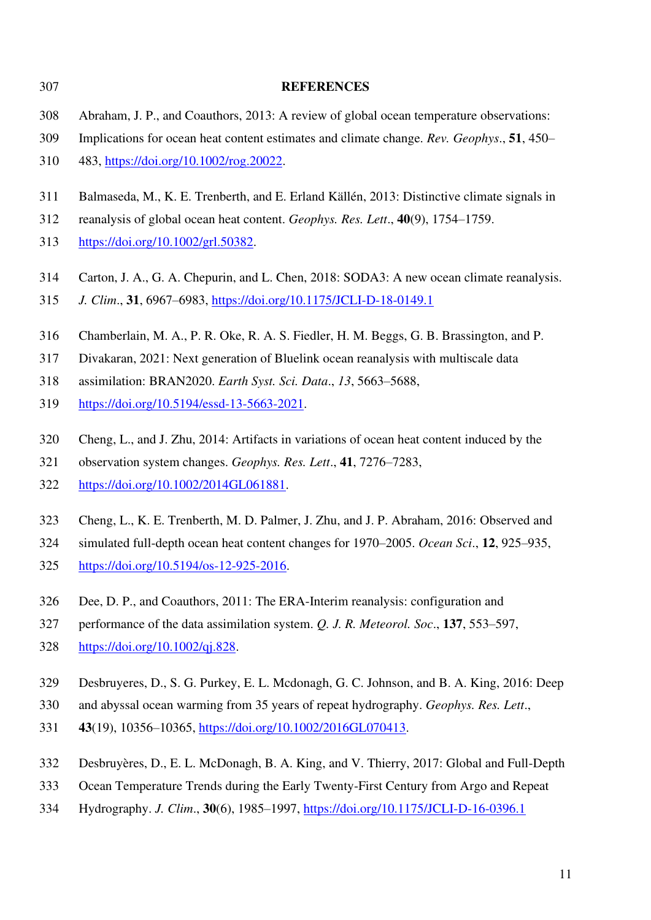**REFERENCES**

Abraham, J. P., and Coauthors, 2013: A review of global ocean temperature observations: Implications for ocean heat content estimates and climate change. *Rev. Geophys*., **51**, 450–483, https://doi.org/10.1002/rog.20022.

Balmaseda, M., K. E. Trenberth, and E. Erland Källén, 2013: Distinctive climate signals in reanalysis of global ocean heat content. *Geophys. Res. Lett*., **40**(9), 1754–1759. https://doi.org/10.1002/grl.50382.

Carton, J. A., G. A. Chepurin, and L. Chen, 2018: SODA3: A new ocean climate reanalysis. *J. Clim*., **31**, 6967–6983, https://doi.org/10.1175/JCLI-D-18-0149.1

Chamberlain, M. A., P. R. Oke, R. A. S. Fiedler, H. M. Beggs, G. B. Brassington, and P. Divakaran, 2021: Next generation of Bluelink ocean reanalysis with multiscale data assimilation: BRAN2020. *Earth Syst. Sci. Data*., *13*, 5663–5688, https://doi.org/10.5194/essd-13-5663-2021.

Cheng, L., and J. Zhu, 2014: Artifacts in variations of ocean heat content induced by the observation system changes. *Geophys. Res. Lett*., **41**, 7276–7283, https://doi.org/10.1002/2014GL061881.

Cheng, L., K. E. Trenberth, M. D. Palmer, J. Zhu, and J. P. Abraham, 2016: Observed and simulated full-depth ocean heat content changes for 1970–2005. *Ocean Sci*., **12**, 925–935, https://doi.org/10.5194/os-12-925-2016.

Dee, D. P., and Coauthors, 2011: The ERA-Interim reanalysis: configuration and performance of the data assimilation system. *Q. J. R. Meteorol. Soc*., **137**, 553–597, https://doi.org/10.1002/qj.828.

Desbruyeres, D., S. G. Purkey, E. L. Mcdonagh, G. C. Johnson, and B. A. King, 2016: Deep and abyssal ocean warming from 35 years of repeat hydrography. *Geophys. Res. Lett*., **43**(19), 10356–10365, https://doi.org/10.1002/2016GL070413.

Desbruyères, D., E. L. McDonagh, B. A. King, and V. Thierry, 2017: Global and Full-Depth Ocean Temperature Trends during the Early Twenty-First Century from Argo and Repeat Hydrography. *J. Clim*., **30**(6), 1985–1997, https://doi.org/10.1175/JCLI-D-16-0396.1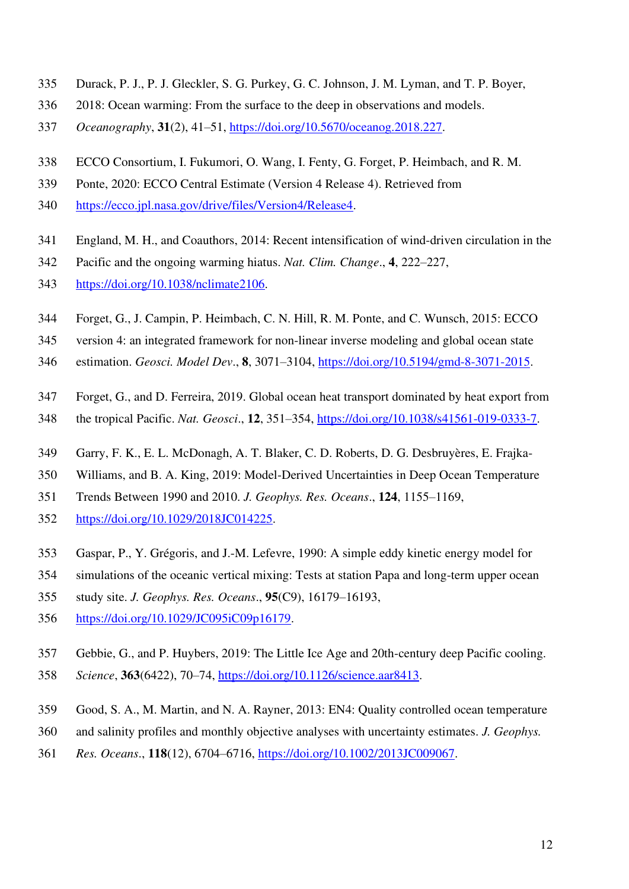335 Durack, P. J., P. J. Gleckler, S. G. Purkey, G. C. Johnson, J. M. Lyman, and T. P. Boyer,
336 2018: Ocean warming: From the surface to the deep in observations and models.
337 *Oceanography*, **31**(2), 41–51, https://doi.org/10.5670/oceanog.2018.227.

338 ECCO Consortium, I. Fukumori, O. Wang, I. Fenty, G. Forget, P. Heimbach, and R. M.
339 Ponte, 2020: ECCO Central Estimate (Version 4 Release 4). Retrieved from
340 https://ecco.jpl.nasa.gov/drive/files/Version4/Release4.

341 England, M. H., and Coauthors, 2014: Recent intensification of wind-driven circulation in the
342 Pacific and the ongoing warming hiatus. *Nat. Clim. Change*., **4**, 222–227,
343 https://doi.org/10.1038/nclimate2106.

344 Forget, G., J. Campin, P. Heimbach, C. N. Hill, R. M. Ponte, and C. Wunsch, 2015: ECCO
345 version 4: an integrated framework for non-linear inverse modeling and global ocean state
346 estimation. *Geosci. Model Dev*., **8**, 3071–3104, https://doi.org/10.5194/gmd-8-3071-2015.

347 Forget, G., and D. Ferreira, 2019. Global ocean heat transport dominated by heat export from
348 the tropical Pacific. *Nat. Geosci*., **12**, 351–354, https://doi.org/10.1038/s41561-019-0333-7.

349 Garry, F. K., E. L. McDonagh, A. T. Blaker, C. D. Roberts, D. G. Desbruyères, E. Frajka-
350 Williams, and B. A. King, 2019: Model-Derived Uncertainties in Deep Ocean Temperature
351 Trends Between 1990 and 2010. *J. Geophys. Res. Oceans*., **124**, 1155–1169,
352 https://doi.org/10.1029/2018JC014225.

353 Gaspar, P., Y. Grégoris, and J.-M. Lefevre, 1990: A simple eddy kinetic energy model for
354 simulations of the oceanic vertical mixing: Tests at station Papa and long-term upper ocean
355 study site. *J. Geophys. Res. Oceans*., **95**(C9), 16179–16193,
356 https://doi.org/10.1029/JC095iC09p16179.

357 Gebbie, G., and P. Huybers, 2019: The Little Ice Age and 20th-century deep Pacific cooling.
358 *Science*, **363**(6422), 70–74, https://doi.org/10.1126/science.aar8413.

359 Good, S. A., M. Martin, and N. A. Rayner, 2013: EN4: Quality controlled ocean temperature
360 and salinity profiles and monthly objective analyses with uncertainty estimates. *J. Geophys.*
361 *Res. Oceans*., **118**(12), 6704–6716, https://doi.org/10.1002/2013JC009067.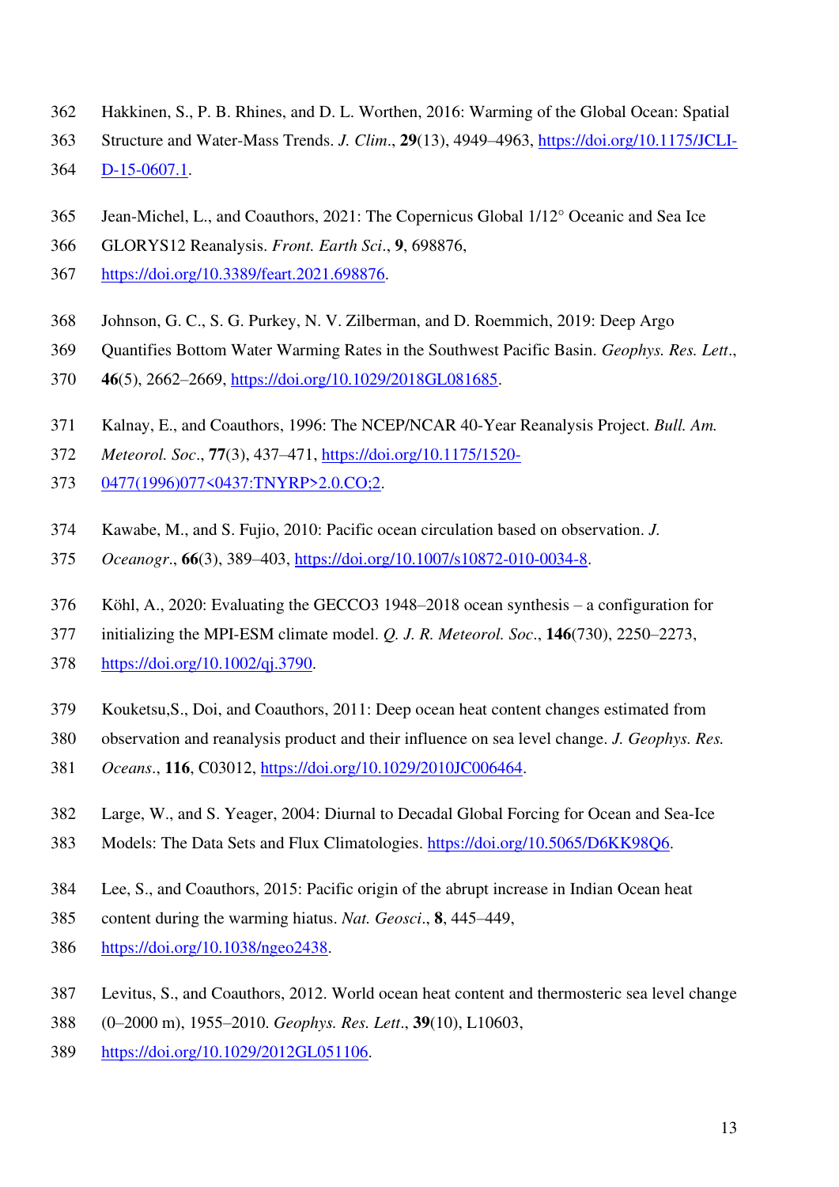Hakkinen, S., P. B. Rhines, and D. L. Worthen, 2016: Warming of the Global Ocean: Spatial Structure and Water-Mass Trends. *J. Clim*., **29**(13), 4949–4963, https://doi.org/10.1175/JCLI-D-15-0607.1.

Jean-Michel, L., and Coauthors, 2021: The Copernicus Global 1/12° Oceanic and Sea Ice GLORYS12 Reanalysis. *Front. Earth Sci*., **9**, 698876, https://doi.org/10.3389/feart.2021.698876.

Johnson, G. C., S. G. Purkey, N. V. Zilberman, and D. Roemmich, 2019: Deep Argo Quantifies Bottom Water Warming Rates in the Southwest Pacific Basin. *Geophys. Res. Lett*., **46**(5), 2662–2669, https://doi.org/10.1029/2018GL081685.

Kalnay, E., and Coauthors, 1996: The NCEP/NCAR 40-Year Reanalysis Project. *Bull. Am. Meteorol. Soc*., **77**(3), 437–471, https://doi.org/10.1175/1520-0477(1996)077<0437:TNYRP>2.0.CO;2.

Kawabe, M., and S. Fujio, 2010: Pacific ocean circulation based on observation. *J. Oceanogr*., **66**(3), 389–403, https://doi.org/10.1007/s10872-010-0034-8.

Köhl, A., 2020: Evaluating the GECCO3 1948–2018 ocean synthesis – a configuration for initializing the MPI-ESM climate model. *Q. J. R. Meteorol. Soc*., **146**(730), 2250–2273, https://doi.org/10.1002/qj.3790.

Kouketsu,S., Doi, and Coauthors, 2011: Deep ocean heat content changes estimated from observation and reanalysis product and their influence on sea level change. *J. Geophys. Res. Oceans*., **116**, C03012, https://doi.org/10.1029/2010JC006464.

Large, W., and S. Yeager, 2004: Diurnal to Decadal Global Forcing for Ocean and Sea-Ice Models: The Data Sets and Flux Climatologies. https://doi.org/10.5065/D6KK98Q6.

Lee, S., and Coauthors, 2015: Pacific origin of the abrupt increase in Indian Ocean heat content during the warming hiatus. *Nat. Geosci*., **8**, 445–449, https://doi.org/10.1038/ngeo2438.

Levitus, S., and Coauthors, 2012. World ocean heat content and thermosteric sea level change (0–2000 m), 1955–2010. *Geophys. Res. Lett*., **39**(10), L10603, https://doi.org/10.1029/2012GL051106.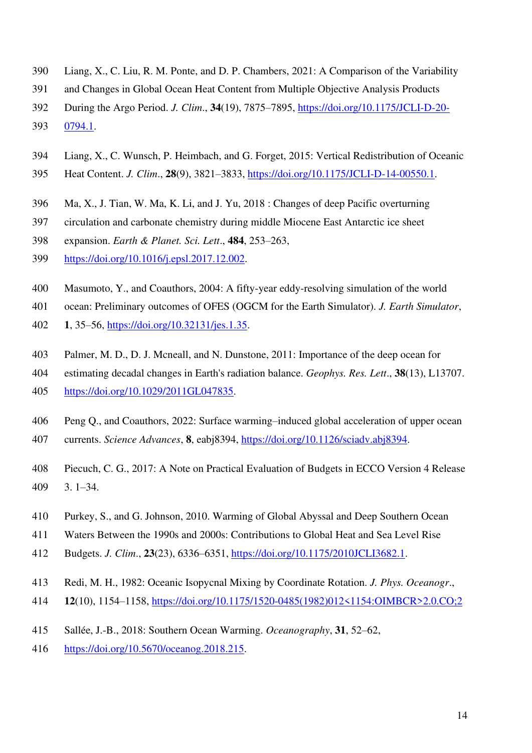Liang, X., C. Liu, R. M. Ponte, and D. P. Chambers, 2021: A Comparison of the Variability and Changes in Global Ocean Heat Content from Multiple Objective Analysis Products During the Argo Period. *J. Clim.*, **34**(19), 7875–7895, https://doi.org/10.1175/JCLI-D-20-0794.1.

Liang, X., C. Wunsch, P. Heimbach, and G. Forget, 2015: Vertical Redistribution of Oceanic Heat Content. *J. Clim.*, **28**(9), 3821–3833, https://doi.org/10.1175/JCLI-D-14-00550.1.

Ma, X., J. Tian, W. Ma, K. Li, and J. Yu, 2018 : Changes of deep Pacific overturning circulation and carbonate chemistry during middle Miocene East Antarctic ice sheet expansion. *Earth & Planet. Sci. Lett*., **484**, 253–263, https://doi.org/10.1016/j.epsl.2017.12.002.

Masumoto, Y., and Coauthors, 2004: A fifty-year eddy-resolving simulation of the world ocean: Preliminary outcomes of OFES (OGCM for the Earth Simulator). *J. Earth Simulator*, **1**, 35–56, https://doi.org/10.32131/jes.1.35.

Palmer, M. D., D. J. Mcneall, and N. Dunstone, 2011: Importance of the deep ocean for estimating decadal changes in Earth's radiation balance. *Geophys. Res. Lett*., **38**(13), L13707. https://doi.org/10.1029/2011GL047835.

Peng Q., and Coauthors, 2022: Surface warming–induced global acceleration of upper ocean currents. *Science Advances*, **8**, eabj8394, https://doi.org/10.1126/sciadv.abj8394.

Piecuch, C. G., 2017: A Note on Practical Evaluation of Budgets in ECCO Version 4 Release 3. 1–34.

Purkey, S., and G. Johnson, 2010. Warming of Global Abyssal and Deep Southern Ocean Waters Between the 1990s and 2000s: Contributions to Global Heat and Sea Level Rise Budgets. *J. Clim.*, **23**(23), 6336–6351, https://doi.org/10.1175/2010JCLI3682.1.

Redi, M. H., 1982: Oceanic Isopycnal Mixing by Coordinate Rotation. *J. Phys. Oceanogr*., **12**(10), 1154–1158, https://doi.org/10.1175/1520-0485(1982)012<1154:OIMBCR>2.0.CO;2

Sallée, J.-B., 2018: Southern Ocean Warming. *Oceanography*, **31**, 52–62, https://doi.org/10.5670/oceanog.2018.215.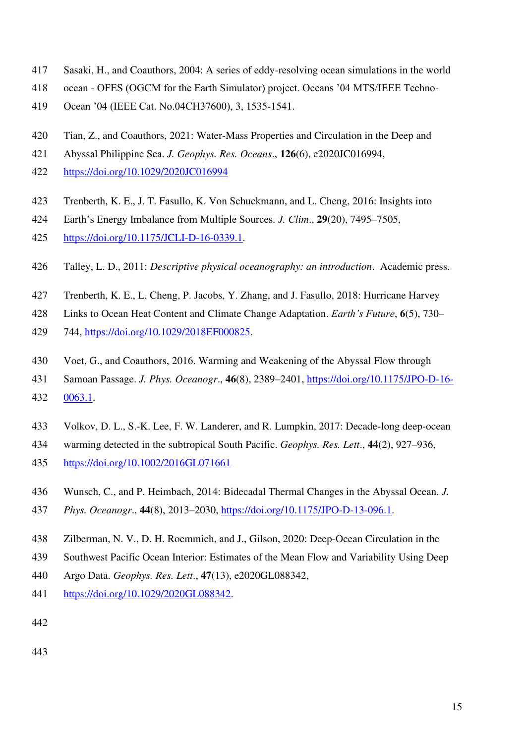Sasaki, H., and Coauthors, 2004: A series of eddy-resolving ocean simulations in the world ocean - OFES (OGCM for the Earth Simulator) project. Oceans '04 MTS/IEEE Techno-Ocean '04 (IEEE Cat. No.04CH37600), 3, 1535-1541.

Tian, Z., and Coauthors, 2021: Water-Mass Properties and Circulation in the Deep and Abyssal Philippine Sea. *J. Geophys. Res. Oceans*., **126**(6), e2020JC016994, https://doi.org/10.1029/2020JC016994

Trenberth, K. E., J. T. Fasullo, K. Von Schuckmann, and L. Cheng, 2016: Insights into Earth's Energy Imbalance from Multiple Sources. *J. Clim*., **29**(20), 7495–7505, https://doi.org/10.1175/JCLI-D-16-0339.1.

Talley, L. D., 2011: *Descriptive physical oceanography: an introduction*. Academic press.

Trenberth, K. E., L. Cheng, P. Jacobs, Y. Zhang, and J. Fasullo, 2018: Hurricane Harvey Links to Ocean Heat Content and Climate Change Adaptation. *Earth's Future*, **6**(5), 730–744, https://doi.org/10.1029/2018EF000825.

Voet, G., and Coauthors, 2016. Warming and Weakening of the Abyssal Flow through Samoan Passage. *J. Phys. Oceanogr*., **46**(8), 2389–2401, https://doi.org/10.1175/JPO-D-16-0063.1.

Volkov, D. L., S.-K. Lee, F. W. Landerer, and R. Lumpkin, 2017: Decade-long deep-ocean warming detected in the subtropical South Pacific. *Geophys. Res. Lett*., **44**(2), 927–936, https://doi.org/10.1002/2016GL071661

Wunsch, C., and P. Heimbach, 2014: Bidecadal Thermal Changes in the Abyssal Ocean. *J. Phys. Oceanogr*., **44**(8), 2013–2030, https://doi.org/10.1175/JPO-D-13-096.1.

Zilberman, N. V., D. H. Roemmich, and J., Gilson, 2020: Deep-Ocean Circulation in the Southwest Pacific Ocean Interior: Estimates of the Mean Flow and Variability Using Deep Argo Data. *Geophys. Res. Lett*., **47**(13), e2020GL088342, https://doi.org/10.1029/2020GL088342.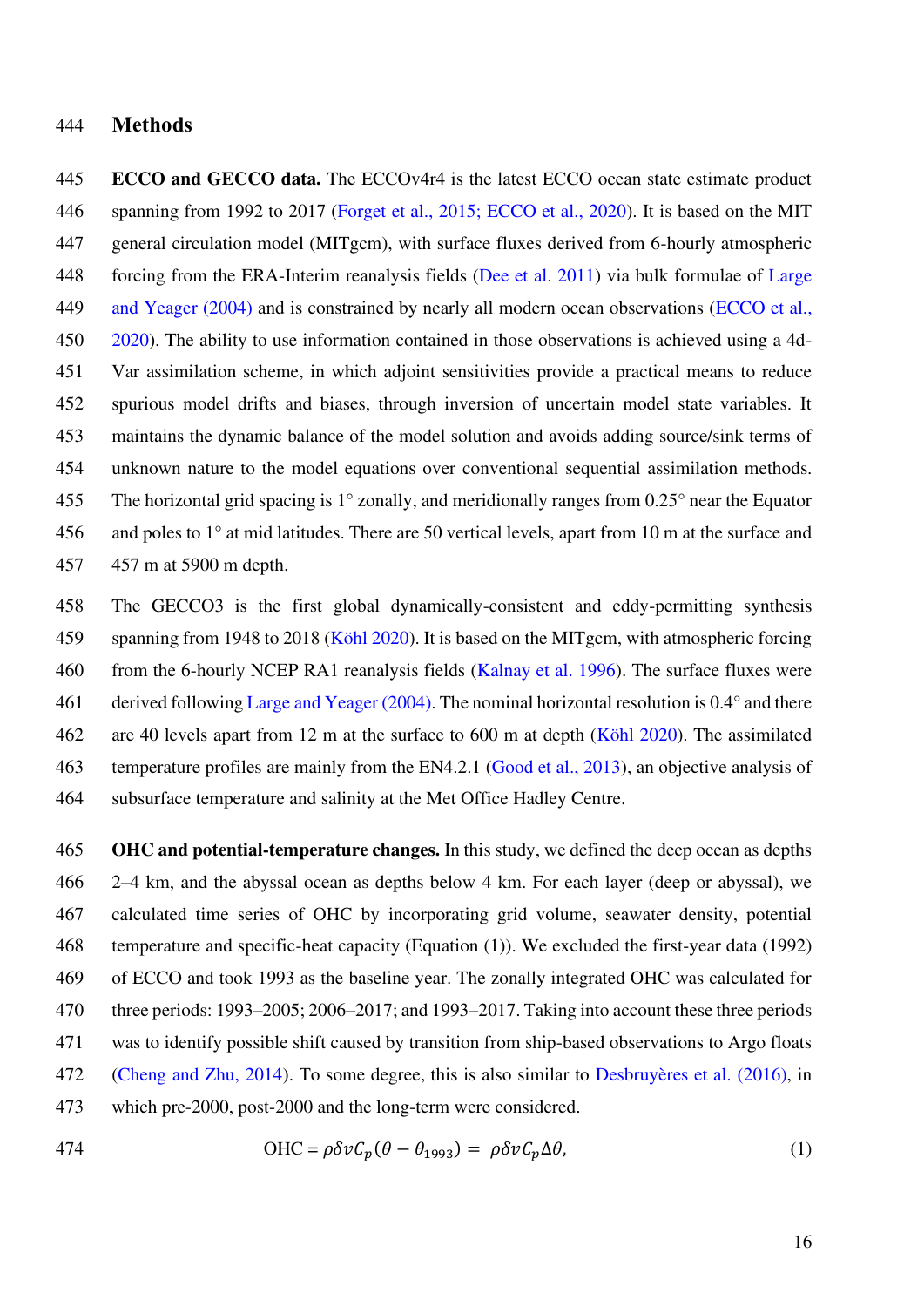## Methods

**ECCO and GECCO data.** The ECCOv4r4 is the latest ECCO ocean state estimate product spanning from 1992 to 2017 (Forget et al., 2015; ECCO et al., 2020). It is based on the MIT general circulation model (MITgcm), with surface fluxes derived from 6-hourly atmospheric forcing from the ERA-Interim reanalysis fields (Dee et al. 2011) via bulk formulae of Large and Yeager (2004) and is constrained by nearly all modern ocean observations (ECCO et al., 2020). The ability to use information contained in those observations is achieved using a 4d-Var assimilation scheme, in which adjoint sensitivities provide a practical means to reduce spurious model drifts and biases, through inversion of uncertain model state variables. It maintains the dynamic balance of the model solution and avoids adding source/sink terms of unknown nature to the model equations over conventional sequential assimilation methods. The horizontal grid spacing is 1° zonally, and meridionally ranges from 0.25° near the Equator and poles to 1° at mid latitudes. There are 50 vertical levels, apart from 10 m at the surface and 457 m at 5900 m depth.

The GECCO3 is the first global dynamically-consistent and eddy-permitting synthesis spanning from 1948 to 2018 (Köhl 2020). It is based on the MITgcm, with atmospheric forcing from the 6-hourly NCEP RA1 reanalysis fields (Kalnay et al. 1996). The surface fluxes were derived following Large and Yeager (2004). The nominal horizontal resolution is 0.4° and there are 40 levels apart from 12 m at the surface to 600 m at depth (Köhl 2020). The assimilated temperature profiles are mainly from the EN4.2.1 (Good et al., 2013), an objective analysis of subsurface temperature and salinity at the Met Office Hadley Centre.

**OHC and potential-temperature changes.** In this study, we defined the deep ocean as depths 2–4 km, and the abyssal ocean as depths below 4 km. For each layer (deep or abyssal), we calculated time series of OHC by incorporating grid volume, seawater density, potential temperature and specific-heat capacity (Equation (1)). We excluded the first-year data (1992) of ECCO and took 1993 as the baseline year. The zonally integrated OHC was calculated for three periods: 1993–2005; 2006–2017; and 1993–2017. Taking into account these three periods was to identify possible shift caused by transition from ship-based observations to Argo floats (Cheng and Zhu, 2014). To some degree, this is also similar to Desbruyères et al. (2016), in which pre-2000, post-2000 and the long-term were considered.

$$\text{OHC} = \rho \delta v C_p (\theta - \theta_{1993}) = \rho \delta v C_p \Delta\theta, \tag{1}$$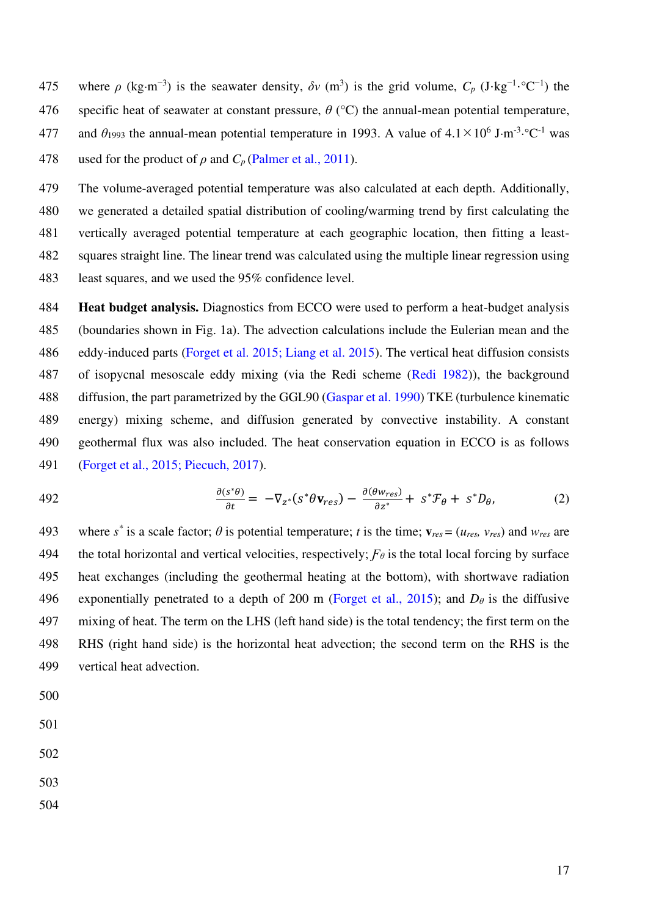where $\rho$ (kg·m$^{-3}$) is the seawater density, $\delta v$ (m$^3$) is the grid volume, $C_p$ (J·kg$^{-1}$·°C$^{-1}$) the specific heat of seawater at constant pressure, $\theta$ (°C) the annual-mean potential temperature, and $\theta_{1993}$ the annual-mean potential temperature in 1993. A value of $4.1\times10^6$ J·m$^{-3}$·°C$^{-1}$ was used for the product of $\rho$ and $C_p$ (Palmer et al., 2011).

The volume-averaged potential temperature was also calculated at each depth. Additionally, we generated a detailed spatial distribution of cooling/warming trend by first calculating the vertically averaged potential temperature at each geographic location, then fitting a least-squares straight line. The linear trend was calculated using the multiple linear regression using least squares, and we used the 95% confidence level.

**Heat budget analysis.** Diagnostics from ECCO were used to perform a heat-budget analysis (boundaries shown in Fig. 1a). The advection calculations include the Eulerian mean and the eddy-induced parts (Forget et al. 2015; Liang et al. 2015). The vertical heat diffusion consists of isopycnal mesoscale eddy mixing (via the Redi scheme (Redi 1982)), the background diffusion, the part parametrized by the GGL90 (Gaspar et al. 1990) TKE (turbulence kinematic energy) mixing scheme, and diffusion generated by convective instability. A constant geothermal flux was also included. The heat conservation equation in ECCO is as follows (Forget et al., 2015; Piecuch, 2017).

$$\frac{\partial(s^*\theta)}{\partial t} = -\nabla_{z^*}(s^*\theta\mathbf{v}_{res}) - \frac{\partial(\theta w_{res})}{\partial z^*} + s^*\mathcal{F}_\theta + s^*D_\theta, \quad (2)$$

where $s^*$ is a scale factor; $\theta$ is potential temperature; $t$ is the time; $\mathbf{v}_{res} = (u_{res}, v_{res})$ and $w_{res}$ are the total horizontal and vertical velocities, respectively; $\mathcal{F}_\theta$ is the total local forcing by surface heat exchanges (including the geothermal heating at the bottom), with shortwave radiation exponentially penetrated to a depth of 200 m (Forget et al., 2015); and $D_\theta$ is the diffusive mixing of heat. The term on the LHS (left hand side) is the total tendency; the first term on the RHS (right hand side) is the horizontal heat advection; the second term on the RHS is the vertical heat advection.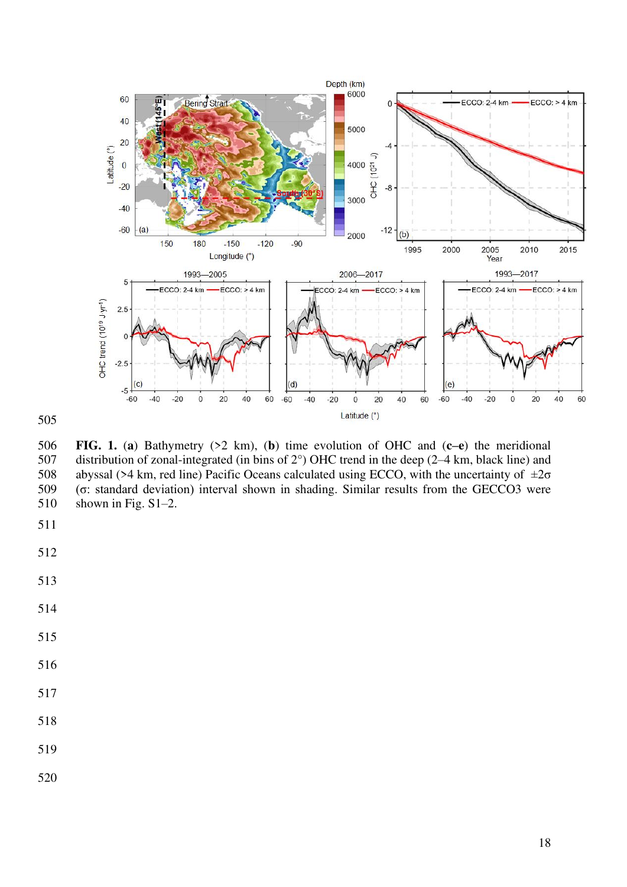**FIG. 1.** (**a**) Bathymetry (>2 km), (**b**) time evolution of OHC and (**c–e**) the meridional distribution of zonal-integrated (in bins of 2°) OHC trend in the deep (2–4 km, black line) and abyssal (>4 km, red line) Pacific Oceans calculated using ECCO, with the uncertainty of $\pm 2\sigma$ ($\sigma$: standard deviation) interval shown in shading. Similar results from the GECCO3 were shown in Fig. S1–2.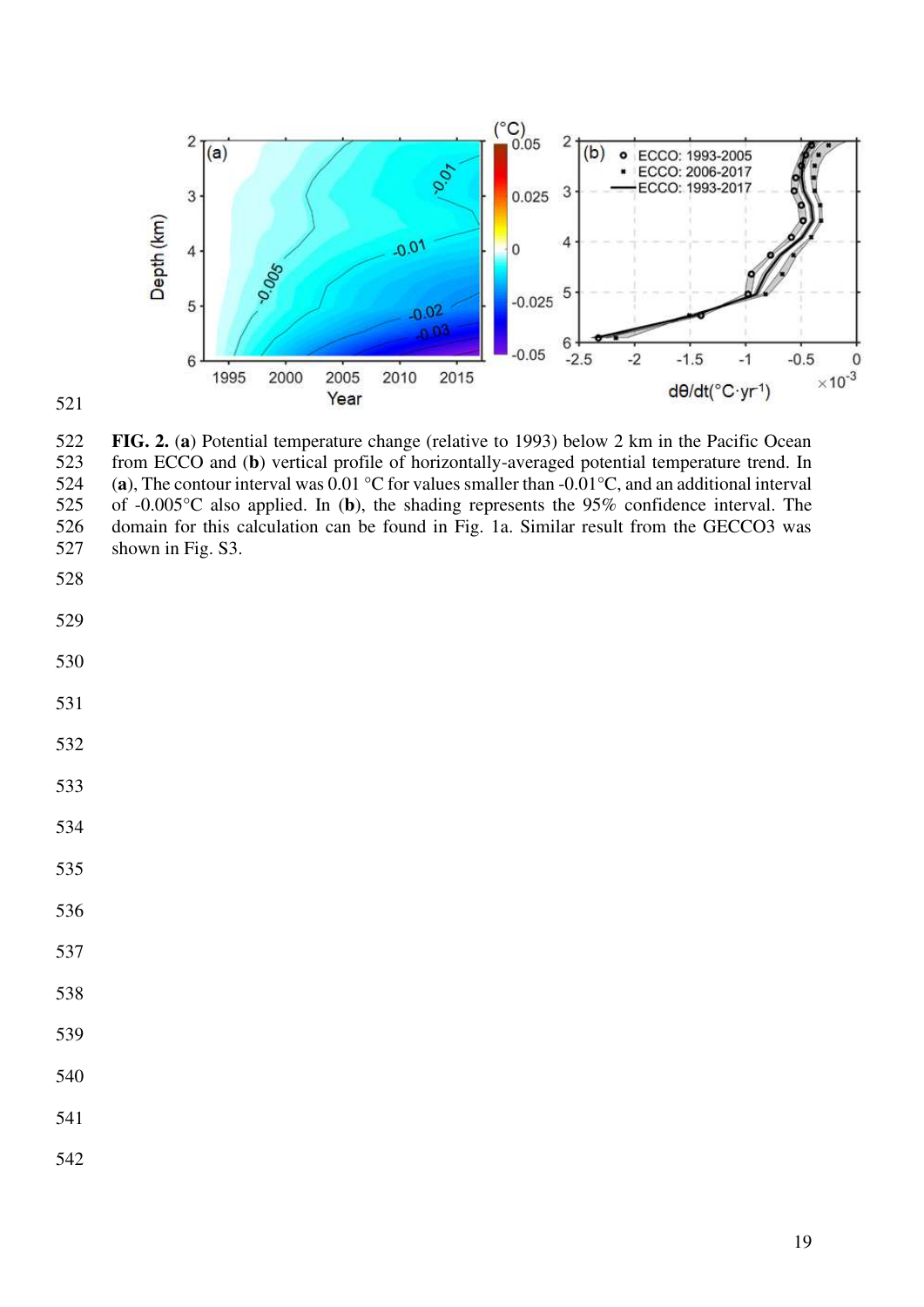**FIG. 2.** (**a**) Potential temperature change (relative to 1993) below 2 km in the Pacific Ocean from ECCO and (**b**) vertical profile of horizontally-averaged potential temperature trend. In (**a**), The contour interval was 0.01 °C for values smaller than -0.01°C, and an additional interval of -0.005°C also applied. In (**b**), the shading represents the 95% confidence interval. The domain for this calculation can be found in Fig. 1a. Similar result from the GECCO3 was shown in Fig. S3.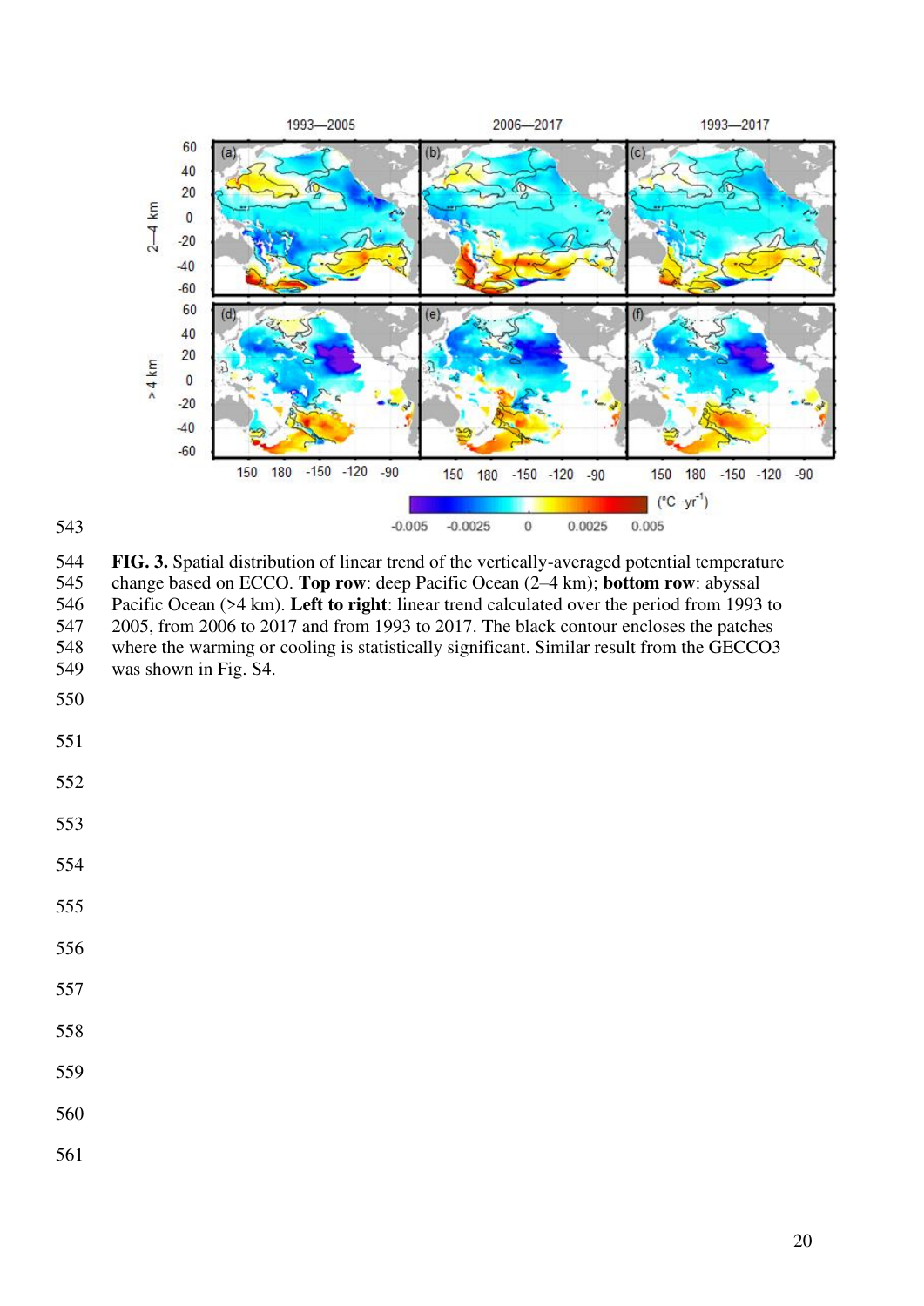**FIG. 3.** Spatial distribution of linear trend of the vertically-averaged potential temperature change based on ECCO. **Top row**: deep Pacific Ocean (2–4 km); **bottom row**: abyssal Pacific Ocean (>4 km). **Left to right**: linear trend calculated over the period from 1993 to 2005, from 2006 to 2017 and from 1993 to 2017. The black contour encloses the patches where the warming or cooling is statistically significant. Similar result from the GECCO3 was shown in Fig. S4.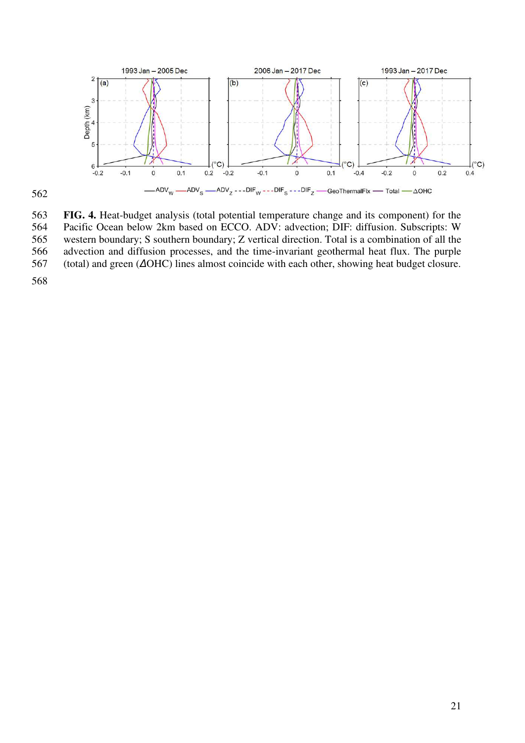FIG. 4. Heat-budget analysis (total potential temperature change and its component) for the Pacific Ocean below 2km based on ECCO. ADV: advection; DIF: diffusion. Subscripts: W western boundary; S southern boundary; Z vertical direction. Total is a combination of all the advection and diffusion processes, and the time-invariant geothermal heat flux. The purple (total) and green (ΔOHC) lines almost coincide with each other, showing heat budget closure.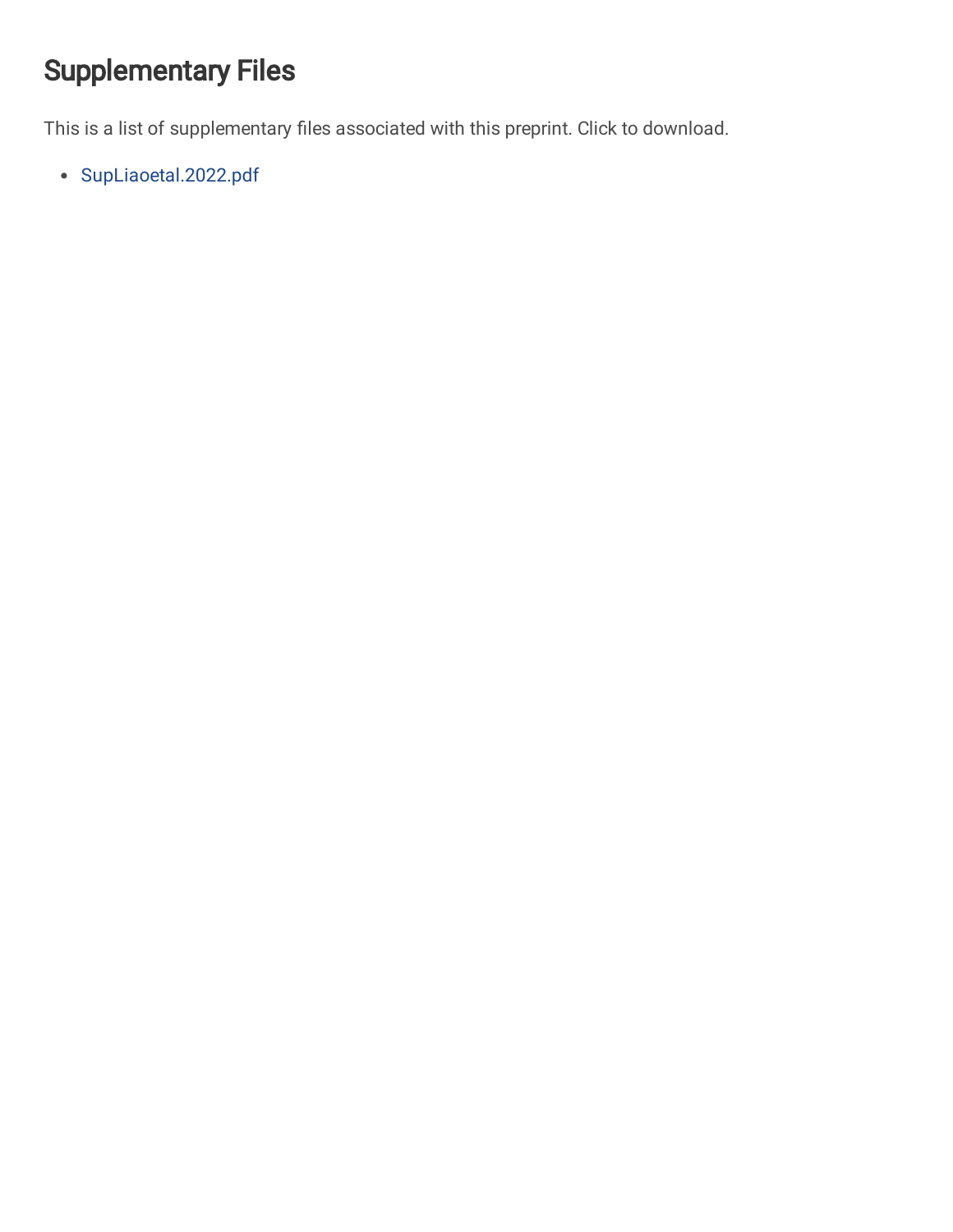# Supplementary Files

This is a list of supplementary files associated with this preprint. Click to download.

- SupLiaoetal.2022.pdf